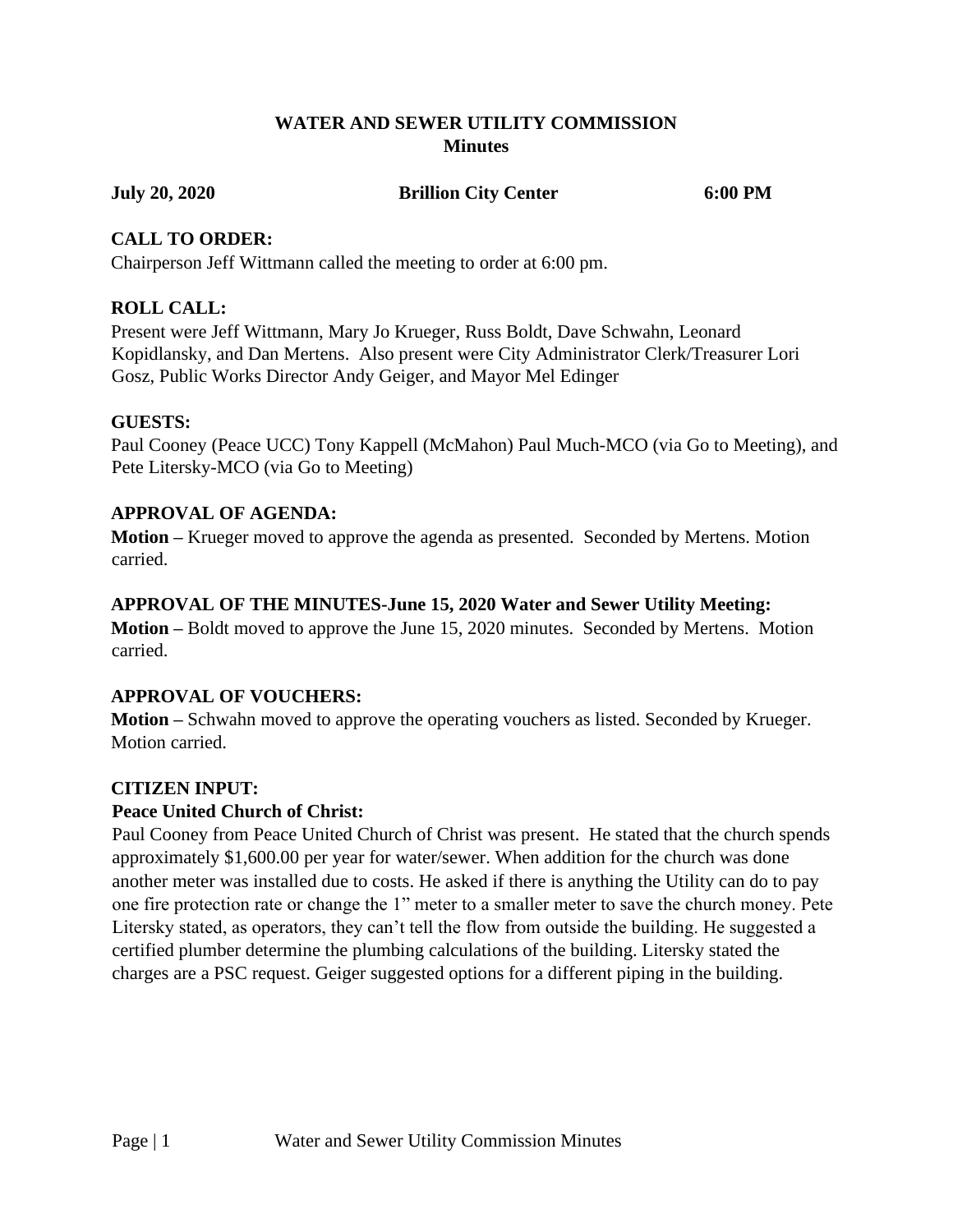# WATER AND SEWER UTILITY COMMISSION
## Minutes

**July 20, 2020** **Brillion City Center** **6:00 PM**

### CALL TO ORDER:

Chairperson Jeff Wittmann called the meeting to order at 6:00 pm.

### ROLL CALL:

Present were Jeff Wittmann, Mary Jo Krueger, Russ Boldt, Dave Schwahn, Leonard Kopidlansky, and Dan Mertens. Also present were City Administrator Clerk/Treasurer Lori Gosz, Public Works Director Andy Geiger, and Mayor Mel Edinger

### GUESTS:

Paul Cooney (Peace UCC) Tony Kappell (McMahon) Paul Much-MCO (via Go to Meeting), and Pete Litersky-MCO (via Go to Meeting)

### APPROVAL OF AGENDA:

**Motion –** Krueger moved to approve the agenda as presented. Seconded by Mertens. Motion carried.

### APPROVAL OF THE MINUTES-June 15, 2020 Water and Sewer Utility Meeting:

**Motion –** Boldt moved to approve the June 15, 2020 minutes. Seconded by Mertens. Motion carried.

### APPROVAL OF VOUCHERS:

**Motion –** Schwahn moved to approve the operating vouchers as listed. Seconded by Krueger. Motion carried.

### CITIZEN INPUT:

**Peace United Church of Christ:**

Paul Cooney from Peace United Church of Christ was present. He stated that the church spends approximately $1,600.00 per year for water/sewer. When addition for the church was done another meter was installed due to costs. He asked if there is anything the Utility can do to pay one fire protection rate or change the 1" meter to a smaller meter to save the church money. Pete Litersky stated, as operators, they can't tell the flow from outside the building. He suggested a certified plumber determine the plumbing calculations of the building. Litersky stated the charges are a PSC request. Geiger suggested options for a different piping in the building.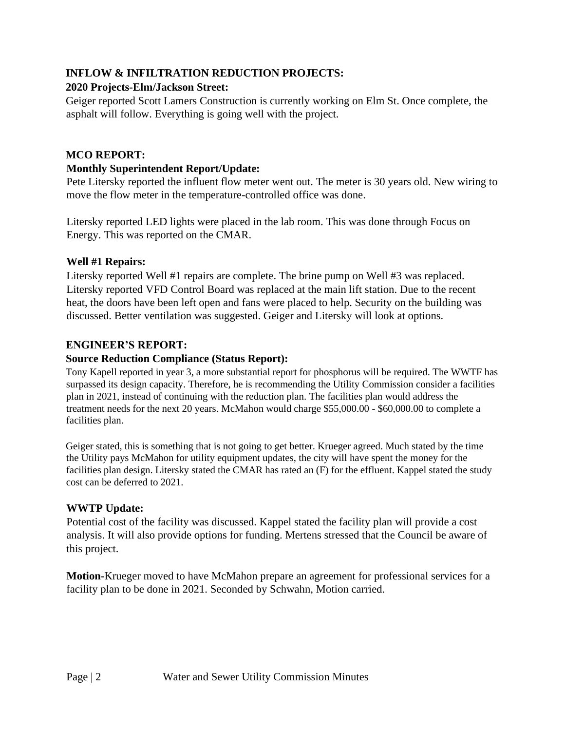**INFLOW & INFILTRATION REDUCTION PROJECTS:**

**2020 Projects-Elm/Jackson Street:**

Geiger reported Scott Lamers Construction is currently working on Elm St. Once complete, the asphalt will follow. Everything is going well with the project.

**MCO REPORT:**

**Monthly Superintendent Report/Update:**

Pete Litersky reported the influent flow meter went out. The meter is 30 years old. New wiring to move the flow meter in the temperature-controlled office was done.

Litersky reported LED lights were placed in the lab room. This was done through Focus on Energy. This was reported on the CMAR.

**Well #1 Repairs:**

Litersky reported Well #1 repairs are complete. The brine pump on Well #3 was replaced. Litersky reported VFD Control Board was replaced at the main lift station. Due to the recent heat, the doors have been left open and fans were placed to help. Security on the building was discussed. Better ventilation was suggested. Geiger and Litersky will look at options.

**ENGINEER'S REPORT:**

**Source Reduction Compliance (Status Report):**

Tony Kapell reported in year 3, a more substantial report for phosphorus will be required. The WWTF has surpassed its design capacity. Therefore, he is recommending the Utility Commission consider a facilities plan in 2021, instead of continuing with the reduction plan. The facilities plan would address the treatment needs for the next 20 years. McMahon would charge $55,000.00 - $60,000.00 to complete a facilities plan.

Geiger stated, this is something that is not going to get better. Krueger agreed. Much stated by the time the Utility pays McMahon for utility equipment updates, the city will have spent the money for the facilities plan design. Litersky stated the CMAR has rated an (F) for the effluent. Kappel stated the study cost can be deferred to 2021.

**WWTP Update:**

Potential cost of the facility was discussed. Kappel stated the facility plan will provide a cost analysis. It will also provide options for funding. Mertens stressed that the Council be aware of this project.

**Motion**-Krueger moved to have McMahon prepare an agreement for professional services for a facility plan to be done in 2021. Seconded by Schwahn, Motion carried.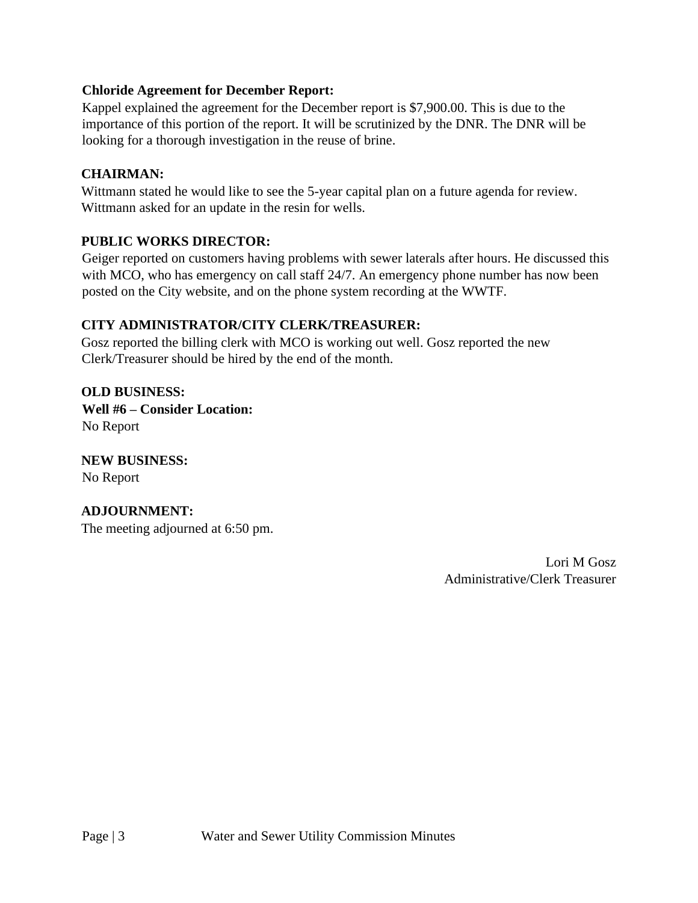**Chloride Agreement for December Report:**

Kappel explained the agreement for the December report is $7,900.00. This is due to the importance of this portion of the report. It will be scrutinized by the DNR. The DNR will be looking for a thorough investigation in the reuse of brine.

**CHAIRMAN:**

Wittmann stated he would like to see the 5-year capital plan on a future agenda for review. Wittmann asked for an update in the resin for wells.

**PUBLIC WORKS DIRECTOR:**

Geiger reported on customers having problems with sewer laterals after hours. He discussed this with MCO, who has emergency on call staff 24/7. An emergency phone number has now been posted on the City website, and on the phone system recording at the WWTF.

**CITY ADMINISTRATOR/CITY CLERK/TREASURER:**

Gosz reported the billing clerk with MCO is working out well. Gosz reported the new Clerk/Treasurer should be hired by the end of the month.

**OLD BUSINESS:**

**Well #6 – Consider Location:**

No Report

**NEW BUSINESS:**

No Report

**ADJOURNMENT:**

The meeting adjourned at 6:50 pm.

Lori M Gosz
Administrative/Clerk Treasurer